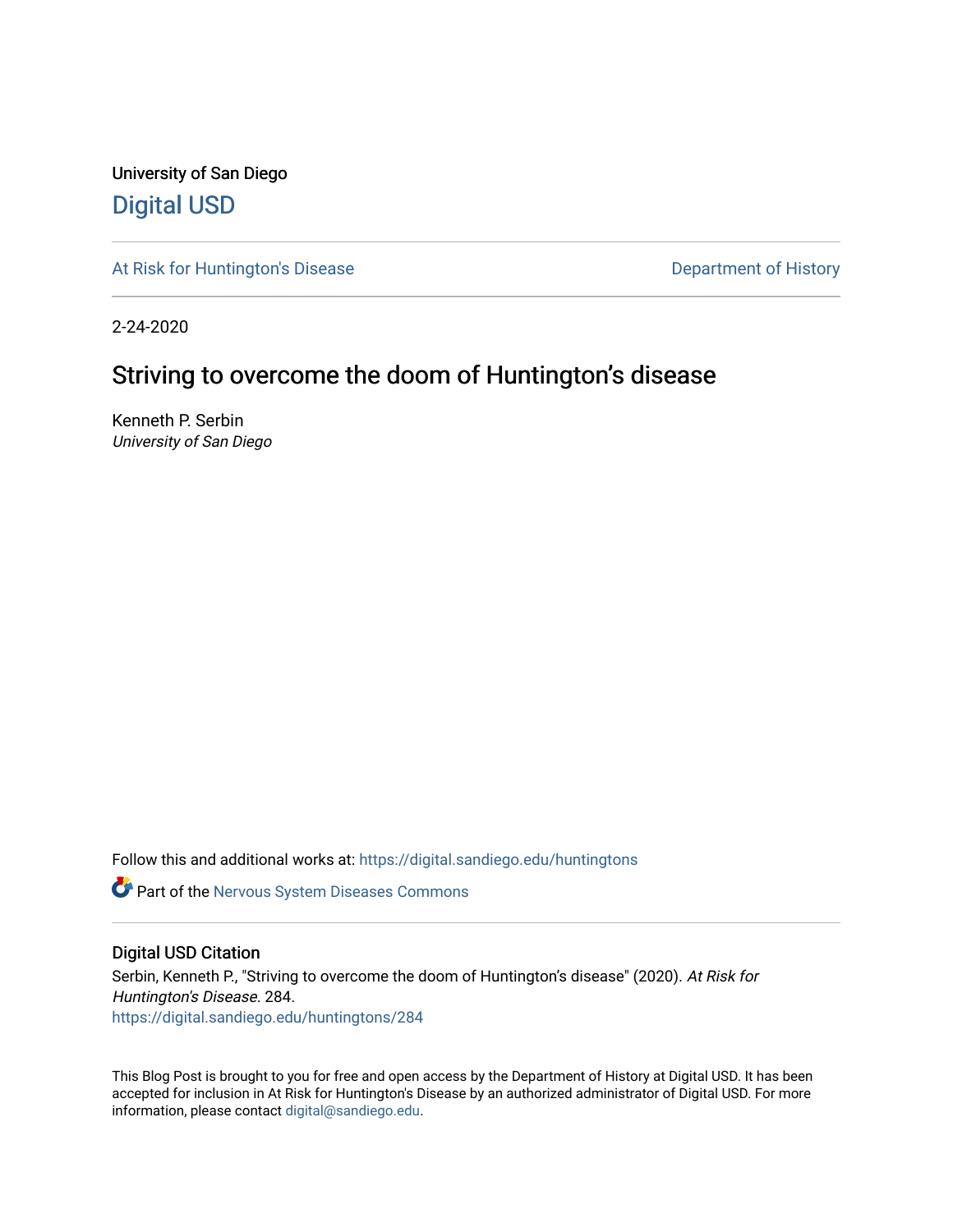University of San Diego

# Digital USD

At Risk for Huntington's Disease

Department of History

2-24-2020

## Striving to overcome the doom of Huntington's disease

Kenneth P. Serbin
*University of San Diego*

Follow this and additional works at: https://digital.sandiego.edu/huntingtons

Part of the Nervous System Diseases Commons

### Digital USD Citation

Serbin, Kenneth P., "Striving to overcome the doom of Huntington's disease" (2020). *At Risk for Huntington's Disease*. 284.
https://digital.sandiego.edu/huntingtons/284

This Blog Post is brought to you for free and open access by the Department of History at Digital USD. It has been accepted for inclusion in At Risk for Huntington's Disease by an authorized administrator of Digital USD. For more information, please contact digital@sandiego.edu.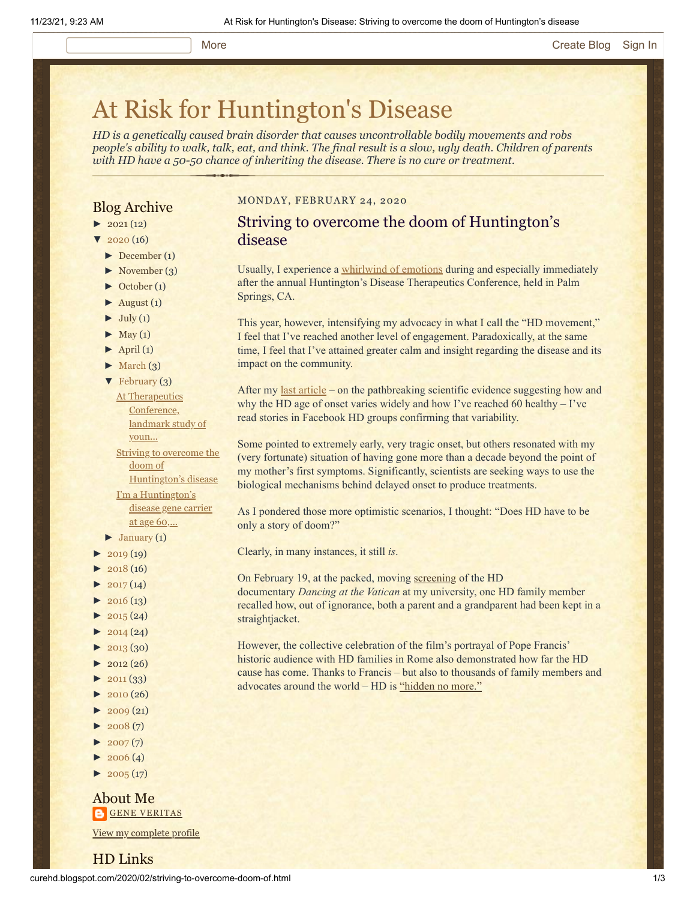More Create Blog Sign In

# At Risk for Huntington's Disease

*HD is a genetically caused brain disorder that causes uncontrollable bodily movements and robs people's ability to walk, talk, eat, and think. The final result is a slow, ugly death. Children of parents with HD have a 50-50 chance of inheriting the disease. There is no cure or treatment.*

## Blog Archive

- ► 2021 (12)
- ▼ 2020 (16)
  - ► December (1)
  - ► November (3)
  - ► October (1)
  - ► August (1)
  - ► July (1)
  - ► May (1)
  - ► April (1)
  - ► March (3)
  - ▼ February (3)
    - At Therapeutics Conference, landmark study of youn...
    - Striving to overcome the doom of Huntington's disease
    - I'm a Huntington's disease gene carrier at age 60,...
  - ► January (1)
- ► 2019 (19)
- ► 2018 (16)
- ► 2017 (14)
- ► 2016 (13)
- ► 2015 (24)
- ► 2014 (24)
- ► 2013 (30)
- ► 2012 (26)
- ► 2011 (33)
- ► 2010 (26)
- ► 2009 (21)
- ► 2008 (7)
- ► 2007 (7)
- ► 2006 (4)
- ► 2005 (17)

## About Me

GENE VERITAS

View my complete profile

## HD Links

MONDAY, FEBRUARY 24, 2020

## Striving to overcome the doom of Huntington's disease

Usually, I experience a whirlwind of emotions during and especially immediately after the annual Huntington's Disease Therapeutics Conference, held in Palm Springs, CA.

This year, however, intensifying my advocacy in what I call the "HD movement," I feel that I've reached another level of engagement. Paradoxically, at the same time, I feel that I've attained greater calm and insight regarding the disease and its impact on the community.

After my last article – on the pathbreaking scientific evidence suggesting how and why the HD age of onset varies widely and how I've reached 60 healthy – I've read stories in Facebook HD groups confirming that variability.

Some pointed to extremely early, very tragic onset, but others resonated with my (very fortunate) situation of having gone more than a decade beyond the point of my mother's first symptoms. Significantly, scientists are seeking ways to use the biological mechanisms behind delayed onset to produce treatments.

As I pondered those more optimistic scenarios, I thought: "Does HD have to be only a story of doom?"

Clearly, in many instances, it still *is*.

On February 19, at the packed, moving screening of the HD documentary *Dancing at the Vatican* at my university, one HD family member recalled how, out of ignorance, both a parent and a grandparent had been kept in a straightjacket.

However, the collective celebration of the film's portrayal of Pope Francis' historic audience with HD families in Rome also demonstrated how far the HD cause has come. Thanks to Francis – but also to thousands of family members and advocates around the world – HD is "hidden no more."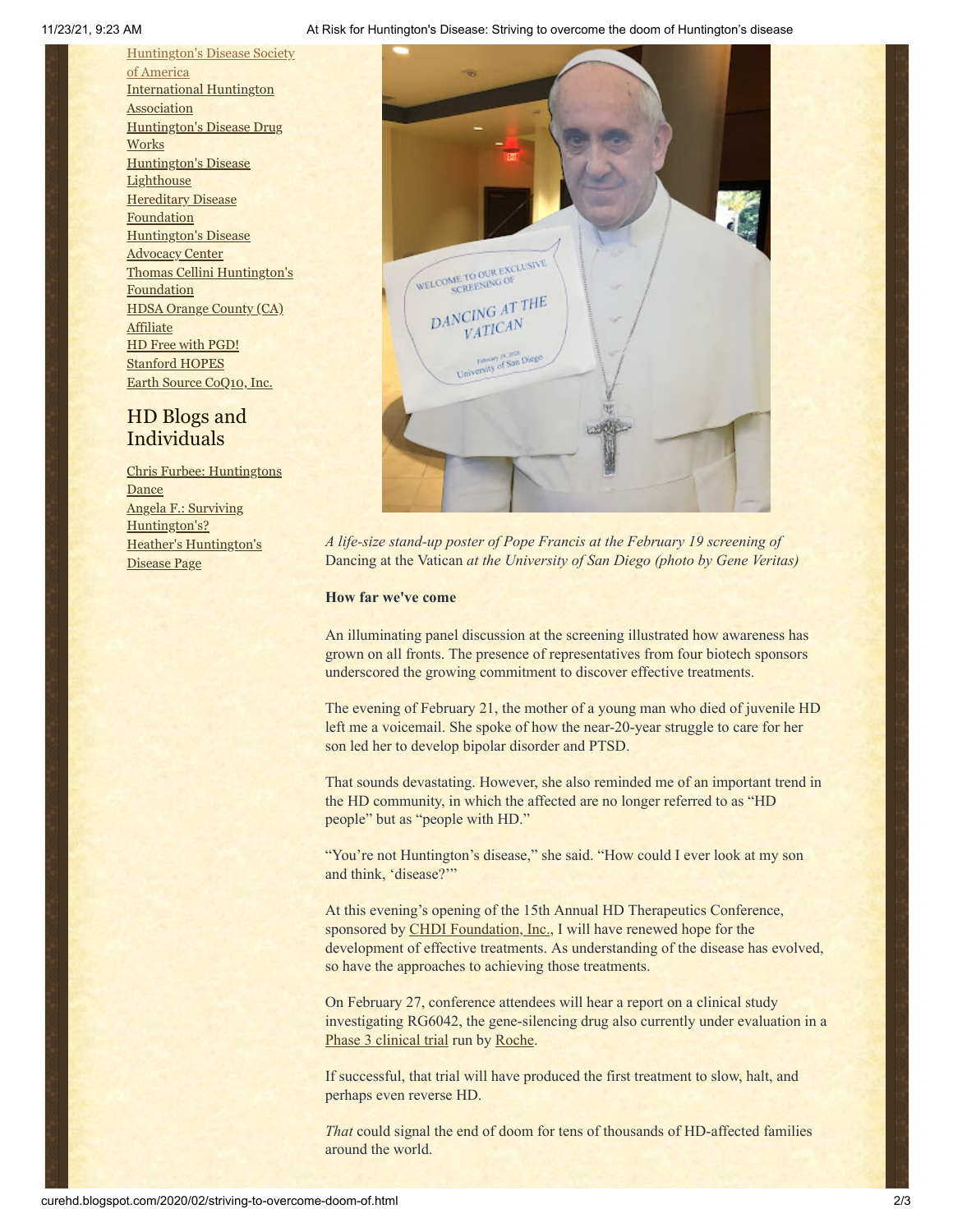Huntington's Disease Society of America
International Huntington Association
Huntington's Disease Drug Works
Huntington's Disease Lighthouse
Hereditary Disease Foundation
Huntington's Disease Advocacy Center
Thomas Cellini Huntington's Foundation
HDSA Orange County (CA) Affiliate
HD Free with PGD!
Stanford HOPES
Earth Source CoQ10, Inc.

## HD Blogs and Individuals

Chris Furbee: Huntingtons Dance
Angela F.: Surviving Huntington's?
Heather's Huntington's Disease Page

*A life-size stand-up poster of Pope Francis at the February 19 screening of* Dancing at the Vatican *at the University of San Diego (photo by Gene Veritas)*

**How far we've come**

An illuminating panel discussion at the screening illustrated how awareness has grown on all fronts. The presence of representatives from four biotech sponsors underscored the growing commitment to discover effective treatments.

The evening of February 21, the mother of a young man who died of juvenile HD left me a voicemail. She spoke of how the near-20-year struggle to care for her son led her to develop bipolar disorder and PTSD.

That sounds devastating. However, she also reminded me of an important trend in the HD community, in which the affected are no longer referred to as "HD people" but as "people with HD."

"You're not Huntington's disease," she said. "How could I ever look at my son and think, 'disease?'"

At this evening's opening of the 15th Annual HD Therapeutics Conference, sponsored by CHDI Foundation, Inc., I will have renewed hope for the development of effective treatments. As understanding of the disease has evolved, so have the approaches to achieving those treatments.

On February 27, conference attendees will hear a report on a clinical study investigating RG6042, the gene-silencing drug also currently under evaluation in a Phase 3 clinical trial run by Roche.

If successful, that trial will have produced the first treatment to slow, halt, and perhaps even reverse HD.

*That* could signal the end of doom for tens of thousands of HD-affected families around the world.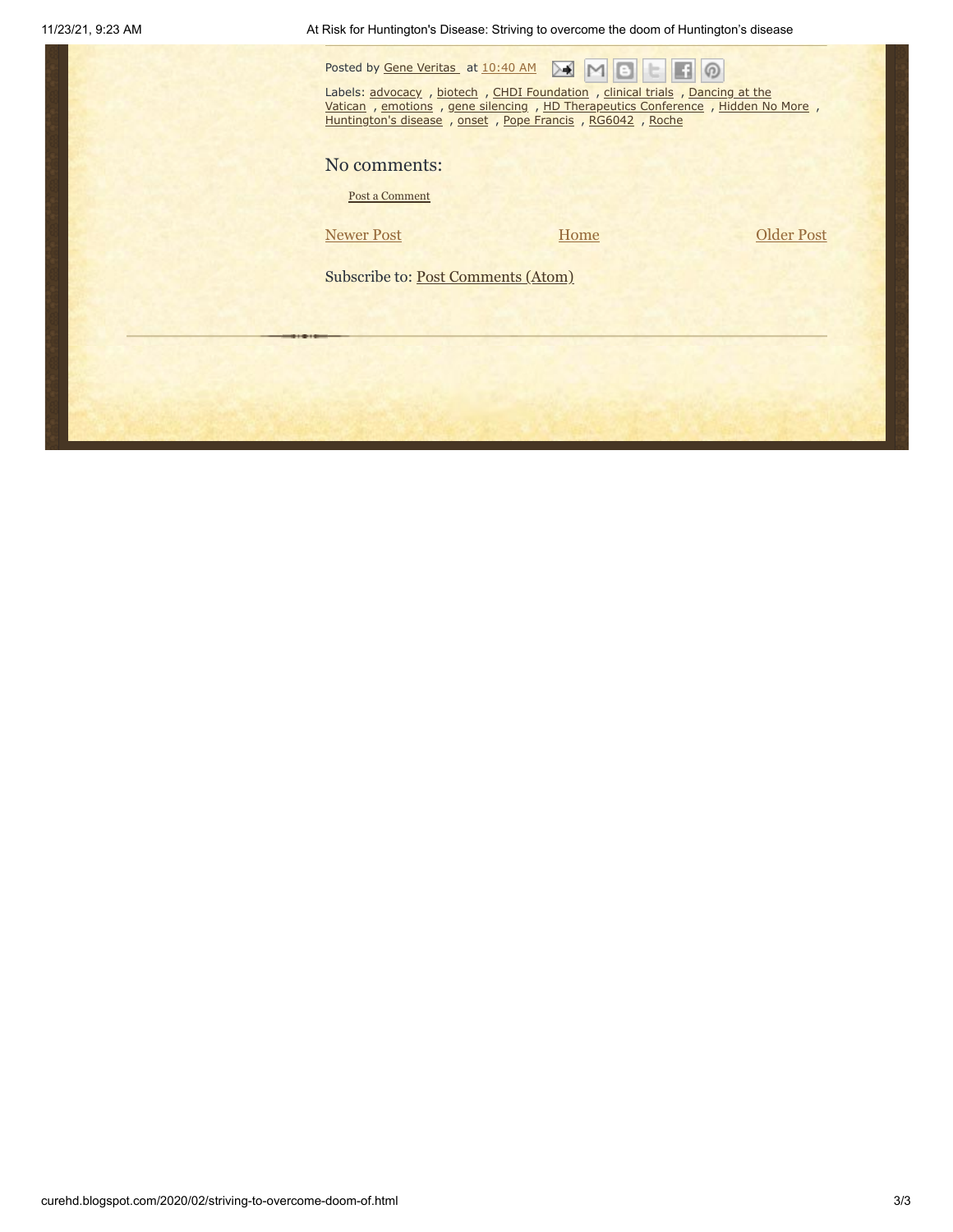Posted by Gene Veritas at 10:40 AM

Labels: advocacy , biotech , CHDI Foundation , clinical trials , Dancing at the Vatican , emotions , gene silencing , HD Therapeutics Conference , Hidden No More , Huntington's disease , onset , Pope Francis , RG6042 , Roche

## No comments:

Post a Comment

Newer Post | Home | Older Post

Subscribe to: Post Comments (Atom)